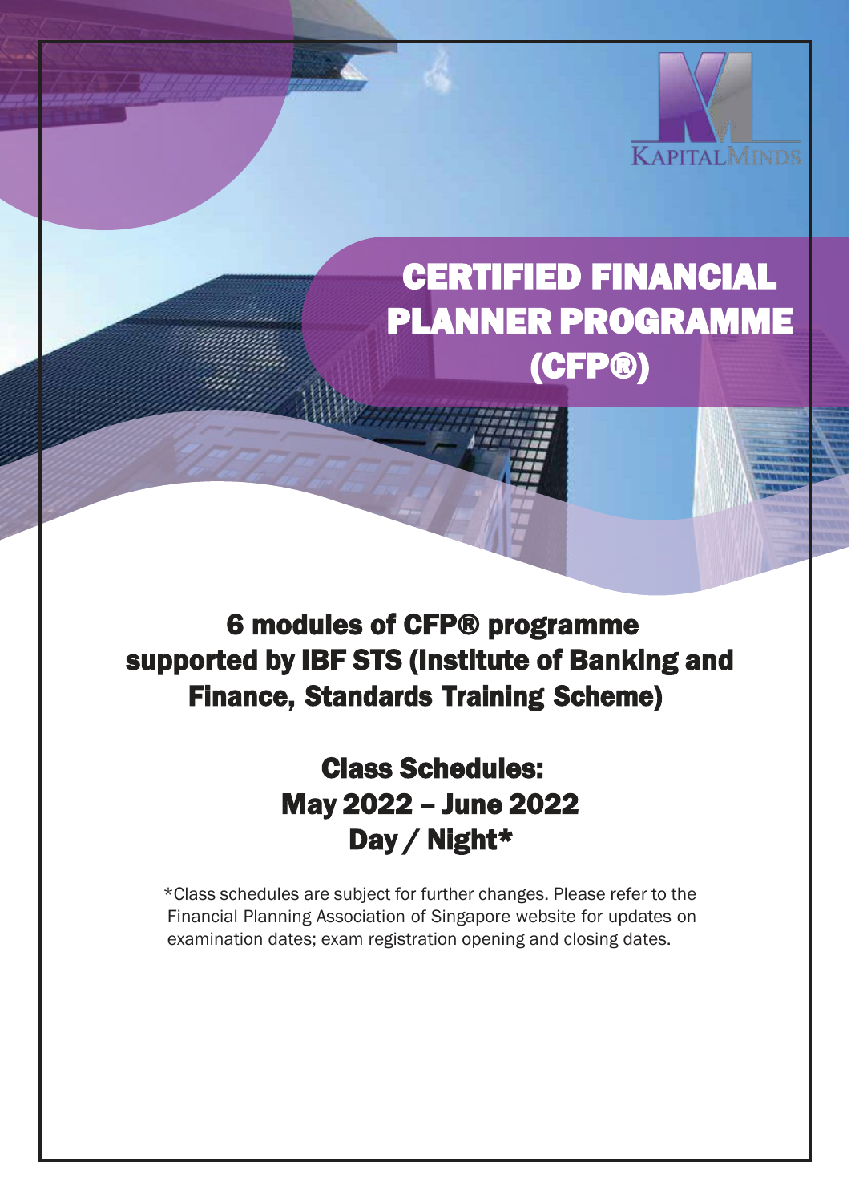KAPITALMINDS

# CERTIFIED FINANCIAL PLANNER PROGRAMME (CFP®)

## 6 modules of CFP® programme supported by IBF STS (Institute of Banking and Finance, Standards Training Scheme)

## Class Schedules:
## May 2022 – June 2022
## Day / Night*

*Class schedules are subject for further changes. Please refer to the Financial Planning Association of Singapore website for updates on examination dates; exam registration opening and closing dates.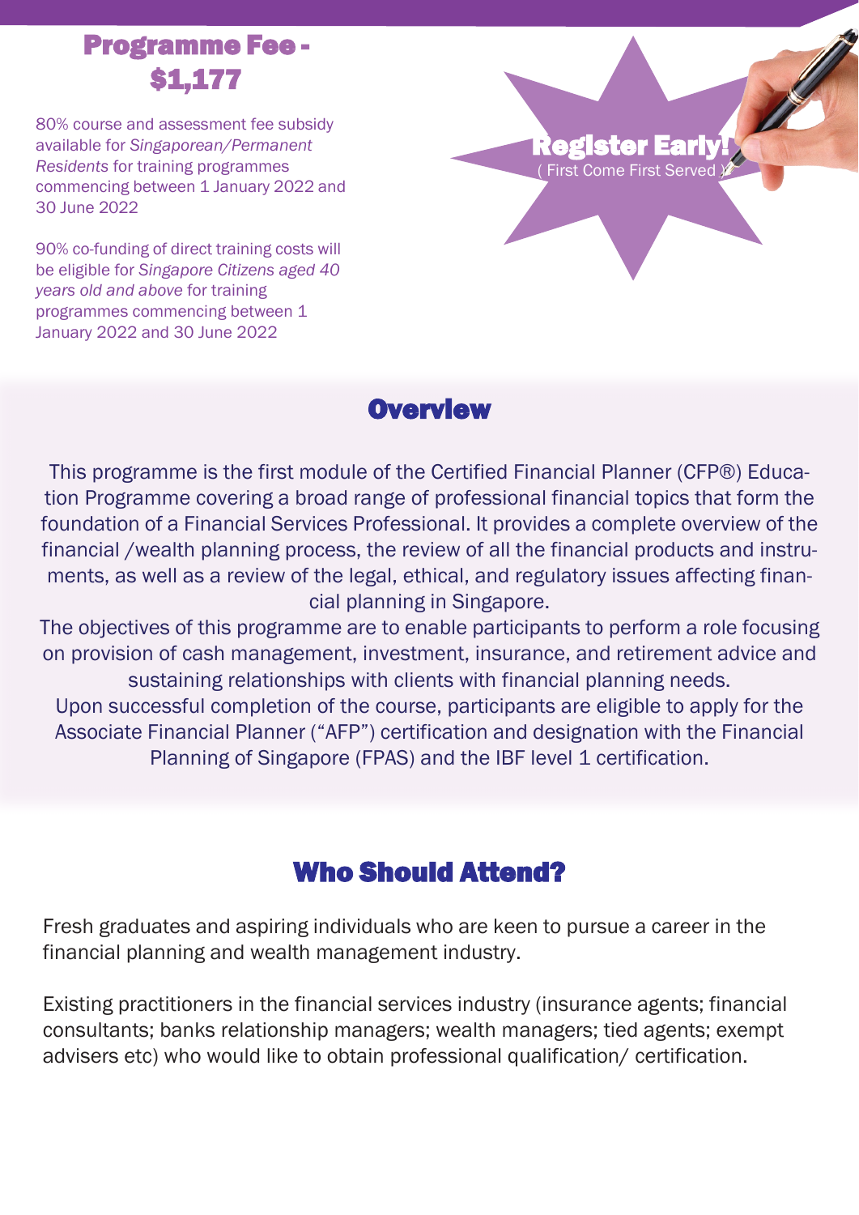## Programme Fee - $1,177

80% course and assessment fee subsidy available for *Singaporean/Permanent Residents* for training programmes commencing between 1 January 2022 and 30 June 2022

90% co-funding of direct training costs will be eligible for *Singapore Citizens aged 40 years old and above* for training programmes commencing between 1 January 2022 and 30 June 2022

**Register Early!**
( First Come First Served )

## Overview

This programme is the first module of the Certified Financial Planner (CFP®) Education Programme covering a broad range of professional financial topics that form the foundation of a Financial Services Professional. It provides a complete overview of the financial /wealth planning process, the review of all the financial products and instruments, as well as a review of the legal, ethical, and regulatory issues affecting financial planning in Singapore.

The objectives of this programme are to enable participants to perform a role focusing on provision of cash management, investment, insurance, and retirement advice and sustaining relationships with clients with financial planning needs.

Upon successful completion of the course, participants are eligible to apply for the Associate Financial Planner ("AFP") certification and designation with the Financial Planning of Singapore (FPAS) and the IBF level 1 certification.

## Who Should Attend?

Fresh graduates and aspiring individuals who are keen to pursue a career in the financial planning and wealth management industry.

Existing practitioners in the financial services industry (insurance agents; financial consultants; banks relationship managers; wealth managers; tied agents; exempt advisers etc) who would like to obtain professional qualification/ certification.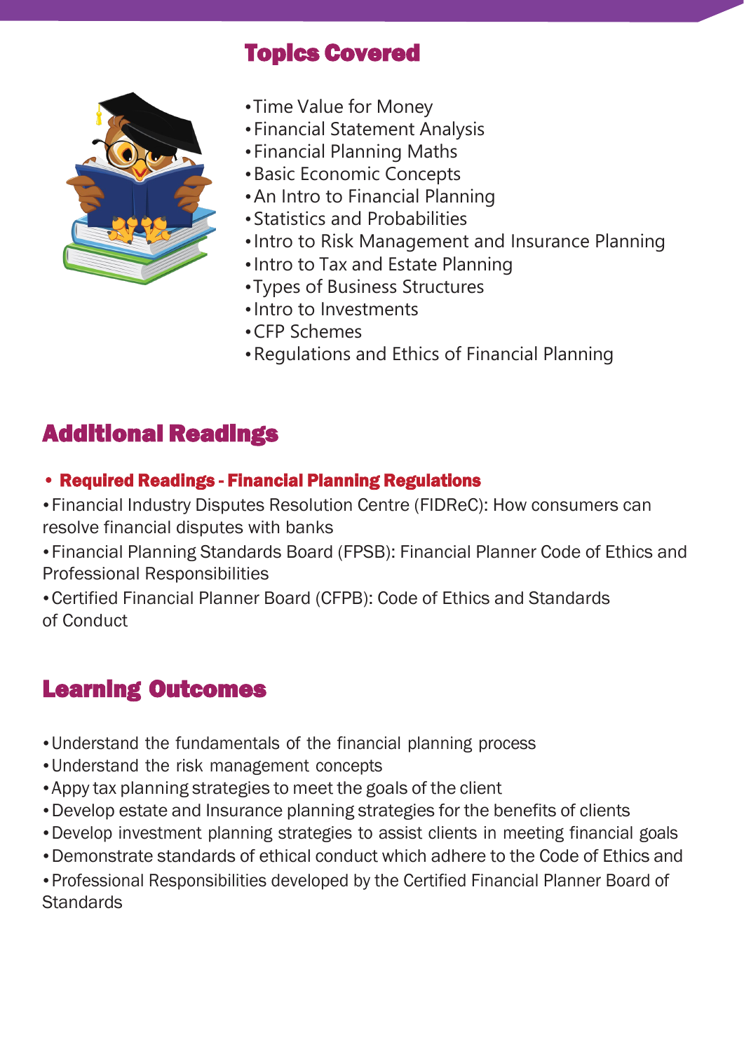## Topics Covered

- Time Value for Money
- Financial Statement Analysis
- Financial Planning Maths
- Basic Economic Concepts
- An Intro to Financial Planning
- Statistics and Probabilities
- Intro to Risk Management and Insurance Planning
- Intro to Tax and Estate Planning
- Types of Business Structures
- Intro to Investments
- CFP Schemes
- Regulations and Ethics of Financial Planning

## Additional Readings

- **Required Readings - Financial Planning Regulations**

- Financial Industry Disputes Resolution Centre (FIDReC): How consumers can resolve financial disputes with banks
- Financial Planning Standards Board (FPSB): Financial Planner Code of Ethics and Professional Responsibilities
- Certified Financial Planner Board (CFPB): Code of Ethics and Standards of Conduct

## Learning Outcomes

- Understand the fundamentals of the financial planning process
- Understand the risk management concepts
- Appy tax planning strategies to meet the goals of the client
- Develop estate and Insurance planning strategies for the benefits of clients
- Develop investment planning strategies to assist clients in meeting financial goals
- Demonstrate standards of ethical conduct which adhere to the Code of Ethics and
- Professional Responsibilities developed by the Certified Financial Planner Board of Standards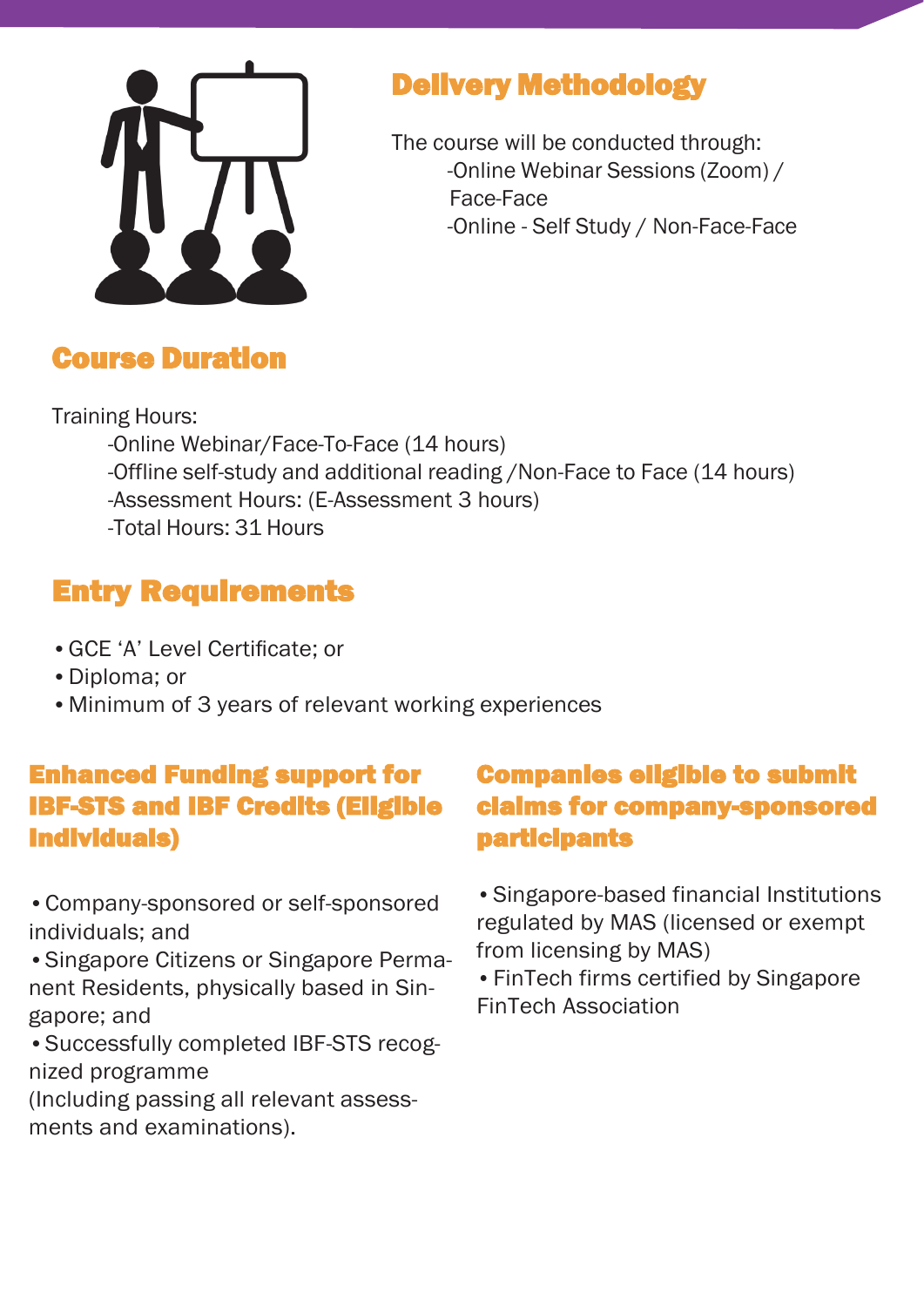## Delivery Methodology

The course will be conducted through:

- -Online Webinar Sessions (Zoom) / Face-Face
- -Online - Self Study / Non-Face-Face

## Course Duration

Training Hours:

- -Online Webinar/Face-To-Face (14 hours)
- -Offline self-study and additional reading /Non-Face to Face (14 hours)
- -Assessment Hours: (E-Assessment 3 hours)
- -Total Hours: 31 Hours

## Entry Requirements

- GCE 'A' Level Certificate; or
- Diploma; or
- Minimum of 3 years of relevant working experiences

## Enhanced Funding support for IBF-STS and IBF Credits (Eligible Individuals)

- Company-sponsored or self-sponsored individuals; and
- Singapore Citizens or Singapore Permanent Residents, physically based in Singapore; and
- Successfully completed IBF-STS recognized programme

(Including passing all relevant assessments and examinations).

## Companies eligible to submit claims for company-sponsored participants

- Singapore-based financial Institutions regulated by MAS (licensed or exempt from licensing by MAS)
- FinTech firms certified by Singapore FinTech Association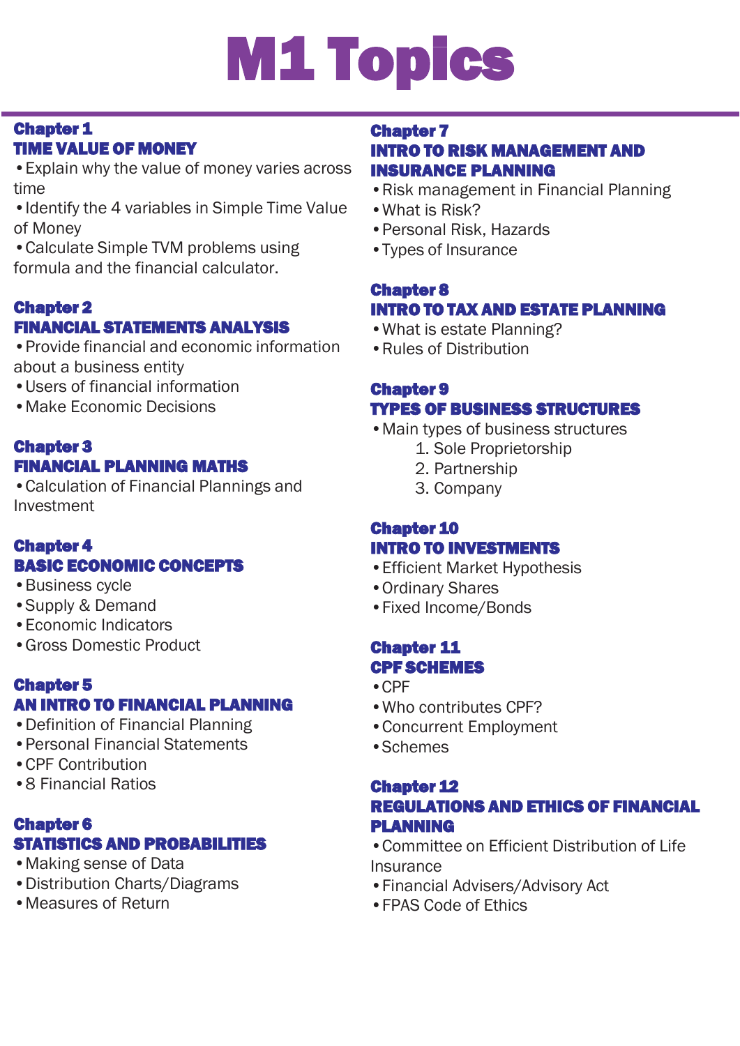# M1 Topics

## Chapter 1
### TIME VALUE OF MONEY

- Explain why the value of money varies across time
- Identify the 4 variables in Simple Time Value of Money
- Calculate Simple TVM problems using formula and the financial calculator.

## Chapter 2
### FINANCIAL STATEMENTS ANALYSIS

- Provide financial and economic information about a business entity
- Users of financial information
- Make Economic Decisions

## Chapter 3
### FINANCIAL PLANNING MATHS

- Calculation of Financial Plannings and Investment

## Chapter 4
### BASIC ECONOMIC CONCEPTS

- Business cycle
- Supply & Demand
- Economic Indicators
- Gross Domestic Product

## Chapter 5
### AN INTRO TO FINANCIAL PLANNING

- Definition of Financial Planning
- Personal Financial Statements
- CPF Contribution
- 8 Financial Ratios

## Chapter 6
### STATISTICS AND PROBABILITIES

- Making sense of Data
- Distribution Charts/Diagrams
- Measures of Return

## Chapter 7
### INTRO TO RISK MANAGEMENT AND INSURANCE PLANNING

- Risk management in Financial Planning
- What is Risk?
- Personal Risk, Hazards
- Types of Insurance

## Chapter 8
### INTRO TO TAX AND ESTATE PLANNING

- What is estate Planning?
- Rules of Distribution

## Chapter 9
### TYPES OF BUSINESS STRUCTURES

- Main types of business structures
  1. Sole Proprietorship
  2. Partnership
  3. Company

## Chapter 10
### INTRO TO INVESTMENTS

- Efficient Market Hypothesis
- Ordinary Shares
- Fixed Income/Bonds

## Chapter 11
### CPF SCHEMES

- CPF
- Who contributes CPF?
- Concurrent Employment
- Schemes

## Chapter 12
### REGULATIONS AND ETHICS OF FINANCIAL PLANNING

- Committee on Efficient Distribution of Life Insurance
- Financial Advisers/Advisory Act
- FPAS Code of Ethics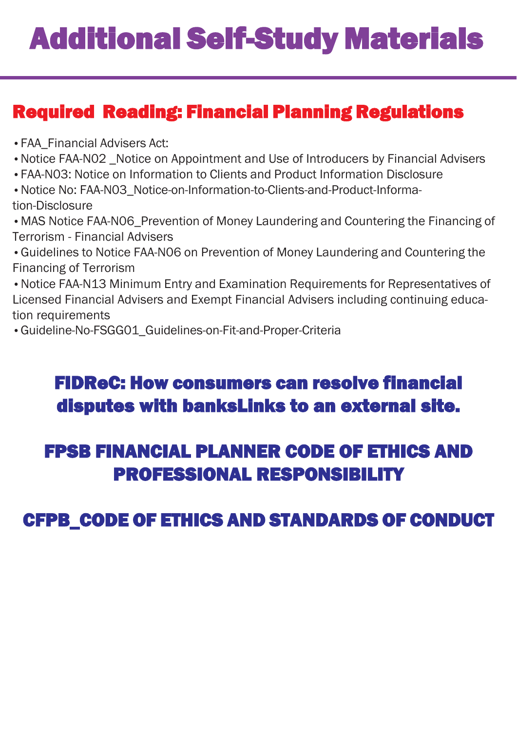# Additional Self-Study Materials

## Required  Reading: Financial Planning Regulations

- FAA_Financial Advisers Act:
- Notice FAA-N02 _Notice on Appointment and Use of Introducers by Financial Advisers
- FAA-N03: Notice on Information to Clients and Product Information Disclosure
- Notice No: FAA-N03_Notice-on-Information-to-Clients-and-Product-Information-Disclosure
- MAS Notice FAA-N06_Prevention of Money Laundering and Countering the Financing of Terrorism - Financial Advisers
- Guidelines to Notice FAA-N06 on Prevention of Money Laundering and Countering the Financing of Terrorism
- Notice FAA-N13 Minimum Entry and Examination Requirements for Representatives of Licensed Financial Advisers and Exempt Financial Advisers including continuing education requirements
- Guideline-No-FSGG01_Guidelines-on-Fit-and-Proper-Criteria

## FIDReC: How consumers can resolve financial disputes with banksLinks to an external site.

## FPSB FINANCIAL PLANNER CODE OF ETHICS AND PROFESSIONAL RESPONSIBILITY

## CFPB_CODE OF ETHICS AND STANDARDS OF CONDUCT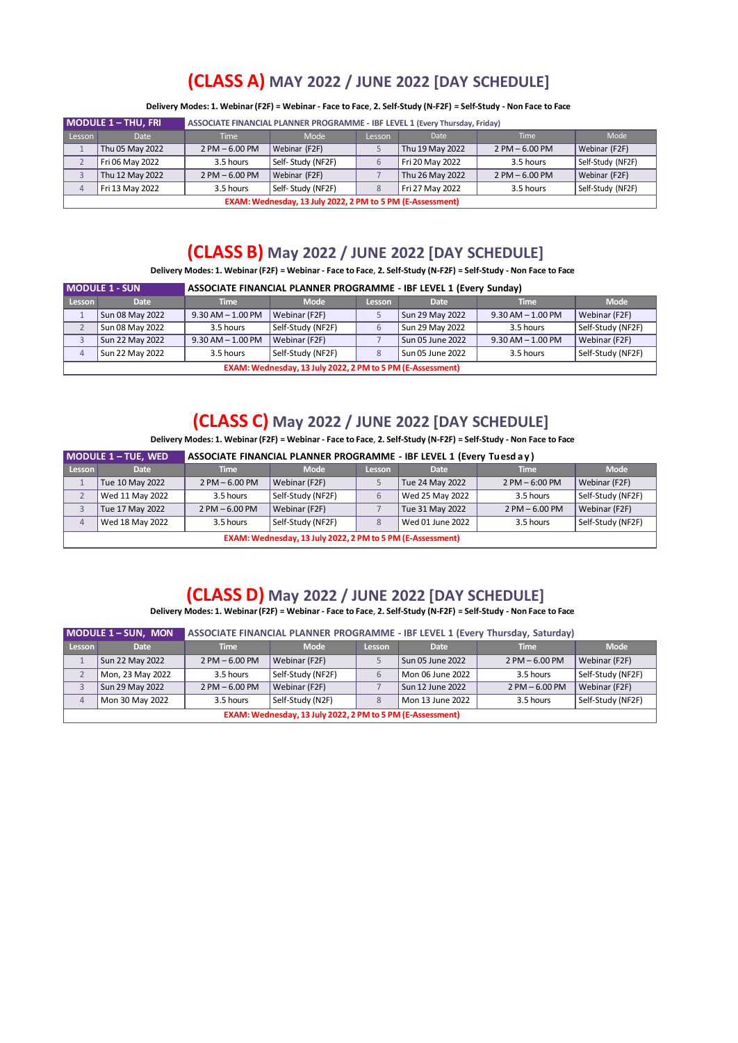## (CLASS A) MAY 2022 / JUNE 2022 [DAY SCHEDULE]

**Delivery Modes: 1. Webinar (F2F) = Webinar - Face to Face, 2. Self-Study (N-F2F) = Self-Study - Non Face to Face**

| MODULE 1 – THU, FRI | ASSOCIATE FINANCIAL PLANNER PROGRAMME - IBF LEVEL 1 (Every Thursday, Friday) | | | | | | |
|---|---|---|---|---|---|---|---|
| Lesson | Date | Time | Mode | Lesson | Date | Time | Mode |
| 1 | Thu 05 May 2022 | 2 PM – 6.00 PM | Webinar (F2F) | 5 | Thu 19 May 2022 | 2 PM – 6.00 PM | Webinar (F2F) |
| 2 | Fri 06 May 2022 | 3.5 hours | Self- Study (NF2F) | 6 | Fri 20 May 2022 | 3.5 hours | Self-Study (NF2F) |
| 3 | Thu 12 May 2022 | 2 PM – 6.00 PM | Webinar (F2F) | 7 | Thu 26 May 2022 | 2 PM – 6.00 PM | Webinar (F2F) |
| 4 | Fri 13 May 2022 | 3.5 hours | Self- Study (NF2F) | 8 | Fri 27 May 2022 | 3.5 hours | Self-Study (NF2F) |
| EXAM: Wednesday, 13 July 2022, 2 PM to 5 PM (E-Assessment) | | | | | | | |

## (CLASS B) May 2022 / JUNE 2022 [DAY SCHEDULE]

**Delivery Modes: 1. Webinar (F2F) = Webinar - Face to Face, 2. Self-Study (N-F2F) = Self-Study - Non Face to Face**

| MODULE 1 - SUN | ASSOCIATE FINANCIAL PLANNER PROGRAMME - IBF LEVEL 1 (Every Sunday) | | | | | | |
|---|---|---|---|---|---|---|---|
| Lesson | Date | Time | Mode | Lesson | Date | Time | Mode |
| 1 | Sun 08 May 2022 | 9.30 AM – 1.00 PM | Webinar (F2F) | 5 | Sun 29 May 2022 | 9.30 AM – 1.00 PM | Webinar (F2F) |
| 2 | Sun 08 May 2022 | 3.5 hours | Self-Study (NF2F) | 6 | Sun 29 May 2022 | 3.5 hours | Self-Study (NF2F) |
| 3 | Sun 22 May 2022 | 9.30 AM – 1.00 PM | Webinar (F2F) | 7 | Sun 05 June 2022 | 9.30 AM – 1.00 PM | Webinar (F2F) |
| 4 | Sun 22 May 2022 | 3.5 hours | Self-Study (NF2F) | 8 | Sun 05 June 2022 | 3.5 hours | Self-Study (NF2F) |
| EXAM: Wednesday, 13 July 2022, 2 PM to 5 PM (E-Assessment) | | | | | | | |

## (CLASS C) May 2022 / JUNE 2022 [DAY SCHEDULE]

**Delivery Modes: 1. Webinar (F2F) = Webinar - Face to Face, 2. Self-Study (N-F2F) = Self-Study - Non Face to Face**

| MODULE 1 – TUE, WED | ASSOCIATE FINANCIAL PLANNER PROGRAMME - IBF LEVEL 1 (Every Tuesday) | | | | | | |
|---|---|---|---|---|---|---|---|
| Lesson | Date | Time | Mode | Lesson | Date | Time | Mode |
| 1 | Tue 10 May 2022 | 2 PM – 6.00 PM | Webinar (F2F) | 5 | Tue 24 May 2022 | 2 PM – 6:00 PM | Webinar (F2F) |
| 2 | Wed 11 May 2022 | 3.5 hours | Self-Study (NF2F) | 6 | Wed 25 May 2022 | 3.5 hours | Self-Study (NF2F) |
| 3 | Tue 17 May 2022 | 2 PM – 6.00 PM | Webinar (F2F) | 7 | Tue 31 May 2022 | 2 PM – 6.00 PM | Webinar (F2F) |
| 4 | Wed 18 May 2022 | 3.5 hours | Self-Study (NF2F) | 8 | Wed 01 June 2022 | 3.5 hours | Self-Study (NF2F) |
| EXAM: Wednesday, 13 July 2022, 2 PM to 5 PM (E-Assessment) | | | | | | | |

## (CLASS D) May 2022 / JUNE 2022 [DAY SCHEDULE]

**Delivery Modes: 1. Webinar (F2F) = Webinar - Face to Face, 2. Self-Study (N-F2F) = Self-Study - Non Face to Face**

| MODULE 1 – SUN, MON | ASSOCIATE FINANCIAL PLANNER PROGRAMME - IBF LEVEL 1 (Every Thursday, Saturday) | | | | | | |
|---|---|---|---|---|---|---|---|
| Lesson | Date | Time | Mode | Lesson | Date | Time | Mode |
| 1 | Sun 22 May 2022 | 2 PM – 6.00 PM | Webinar (F2F) | 5 | Sun 05 June 2022 | 2 PM – 6.00 PM | Webinar (F2F) |
| 2 | Mon, 23 May 2022 | 3.5 hours | Self-Study (NF2F) | 6 | Mon 06 June 2022 | 3.5 hours | Self-Study (NF2F) |
| 3 | Sun 29 May 2022 | 2 PM – 6.00 PM | Webinar (F2F) | 7 | Sun 12 June 2022 | 2 PM – 6.00 PM | Webinar (F2F) |
| 4 | Mon 30 May 2022 | 3.5 hours | Self-Study (N2F) | 8 | Mon 13 June 2022 | 3.5 hours | Self-Study (NF2F) |
| EXAM: Wednesday, 13 July 2022, 2 PM to 5 PM (E-Assessment) | | | | | | | |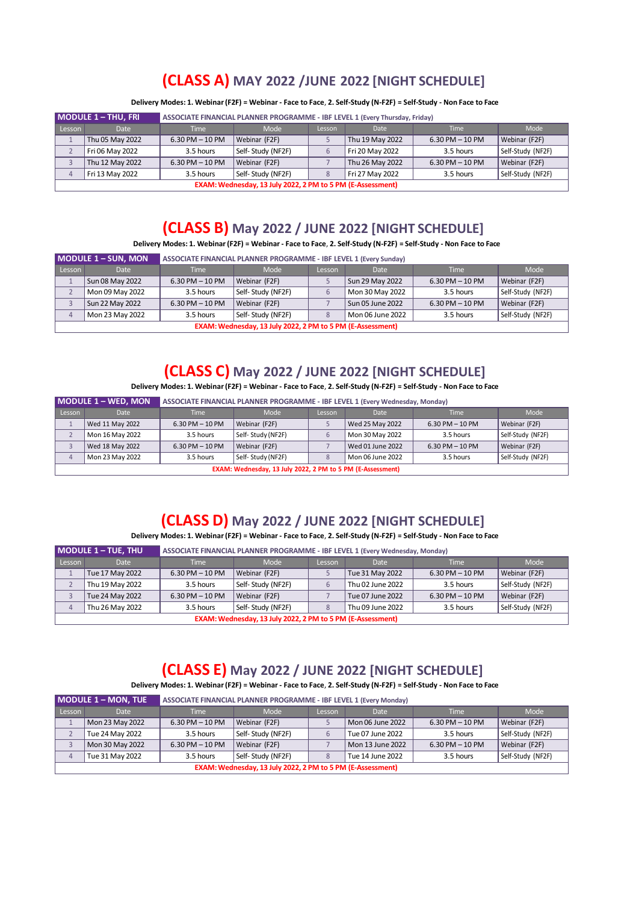## (CLASS A) MAY 2022 /JUNE 2022 [NIGHT SCHEDULE]

**Delivery Modes: 1. Webinar (F2F) = Webinar - Face to Face, 2. Self-Study (N-F2F) = Self-Study - Non Face to Face**

| MODULE 1 – THU, FRI | ASSOCIATE FINANCIAL PLANNER PROGRAMME - IBF LEVEL 1 (Every Thursday, Friday) | | | | | | |
|---|---|---|---|---|---|---|---|
| Lesson | Date | Time | Mode | Lesson | Date | Time | Mode |
| 1 | Thu 05 May 2022 | 6.30 PM – 10 PM | Webinar (F2F) | 5 | Thu 19 May 2022 | 6.30 PM – 10 PM | Webinar (F2F) |
| 2 | Fri 06 May 2022 | 3.5 hours | Self- Study (NF2F) | 6 | Fri 20 May 2022 | 3.5 hours | Self-Study (NF2F) |
| 3 | Thu 12 May 2022 | 6.30 PM – 10 PM | Webinar (F2F) | 7 | Thu 26 May 2022 | 6.30 PM – 10 PM | Webinar (F2F) |
| 4 | Fri 13 May 2022 | 3.5 hours | Self- Study (NF2F) | 8 | Fri 27 May 2022 | 3.5 hours | Self-Study (NF2F) |
| EXAM: Wednesday, 13 July 2022, 2 PM to 5 PM (E-Assessment) | | | | | | | |

## (CLASS B) May 2022 / JUNE 2022 [NIGHT SCHEDULE]

**Delivery Modes: 1. Webinar (F2F) = Webinar - Face to Face, 2. Self-Study (N-F2F) = Self-Study - Non Face to Face**

| MODULE 1 – SUN, MON | ASSOCIATE FINANCIAL PLANNER PROGRAMME - IBF LEVEL 1 (Every Sunday) | | | | | | |
|---|---|---|---|---|---|---|---|
| Lesson | Date | Time | Mode | Lesson | Date | Time | Mode |
| 1 | Sun 08 May 2022 | 6.30 PM – 10 PM | Webinar (F2F) | 5 | Sun 29 May 2022 | 6.30 PM – 10 PM | Webinar (F2F) |
| 2 | Mon 09 May 2022 | 3.5 hours | Self- Study (NF2F) | 6 | Mon 30 May 2022 | 3.5 hours | Self-Study (NF2F) |
| 3 | Sun 22 May 2022 | 6.30 PM – 10 PM | Webinar (F2F) | 7 | Sun 05 June 2022 | 6.30 PM – 10 PM | Webinar (F2F) |
| 4 | Mon 23 May 2022 | 3.5 hours | Self- Study (NF2F) | 8 | Mon 06 June 2022 | 3.5 hours | Self-Study (NF2F) |
| EXAM: Wednesday, 13 July 2022, 2 PM to 5 PM (E-Assessment) | | | | | | | |

## (CLASS C) May 2022 / JUNE 2022 [NIGHT SCHEDULE]

**Delivery Modes: 1. Webinar (F2F) = Webinar - Face to Face, 2. Self-Study (N-F2F) = Self-Study - Non Face to Face**

| MODULE 1 – WED, MON | ASSOCIATE FINANCIAL PLANNER PROGRAMME - IBF LEVEL 1 (Every Wednesday, Monday) | | | | | | |
|---|---|---|---|---|---|---|---|
| Lesson | Date | Time | Mode | Lesson | Date | Time | Mode |
| 1 | Wed 11 May 2022 | 6.30 PM – 10 PM | Webinar (F2F) | 5 | Wed 25 May 2022 | 6.30 PM – 10 PM | Webinar (F2F) |
| 2 | Mon 16 May 2022 | 3.5 hours | Self- Study (NF2F) | 6 | Mon 30 May 2022 | 3.5 hours | Self-Study (NF2F) |
| 3 | Wed 18 May 2022 | 6.30 PM – 10 PM | Webinar (F2F) | 7 | Wed 01 June 2022 | 6.30 PM – 10 PM | Webinar (F2F) |
| 4 | Mon 23 May 2022 | 3.5 hours | Self- Study (NF2F) | 8 | Mon 06 June 2022 | 3.5 hours | Self-Study (NF2F) |
| EXAM: Wednesday, 13 July 2022, 2 PM to 5 PM (E-Assessment) | | | | | | | |

## (CLASS D) May 2022 / JUNE 2022 [NIGHT SCHEDULE]

**Delivery Modes: 1. Webinar (F2F) = Webinar - Face to Face, 2. Self-Study (N-F2F) = Self-Study - Non Face to Face**

| MODULE 1 – TUE, THU | ASSOCIATE FINANCIAL PLANNER PROGRAMME - IBF LEVEL 1 (Every Wednesday, Monday) | | | | | | |
|---|---|---|---|---|---|---|---|
| Lesson | Date | Time | Mode | Lesson | Date | Time | Mode |
| 1 | Tue 17 May 2022 | 6.30 PM – 10 PM | Webinar (F2F) | 5 | Tue 31 May 2022 | 6.30 PM – 10 PM | Webinar (F2F) |
| 2 | Thu 19 May 2022 | 3.5 hours | Self- Study (NF2F) | 6 | Thu 02 June 2022 | 3.5 hours | Self-Study (NF2F) |
| 3 | Tue 24 May 2022 | 6.30 PM – 10 PM | Webinar (F2F) | 7 | Tue 07 June 2022 | 6.30 PM – 10 PM | Webinar (F2F) |
| 4 | Thu 26 May 2022 | 3.5 hours | Self- Study (NF2F) | 8 | Thu 09 June 2022 | 3.5 hours | Self-Study (NF2F) |
| EXAM: Wednesday, 13 July 2022, 2 PM to 5 PM (E-Assessment) | | | | | | | |

## (CLASS E) May 2022 / JUNE 2022 [NIGHT SCHEDULE]

**Delivery Modes: 1. Webinar (F2F) = Webinar - Face to Face, 2. Self-Study (N-F2F) = Self-Study - Non Face to Face**

| MODULE 1 – MON, TUE | ASSOCIATE FINANCIAL PLANNER PROGRAMME - IBF LEVEL 1 (Every Monday) | | | | | | |
|---|---|---|---|---|---|---|---|
| Lesson | Date | Time | Mode | Lesson | Date | Time | Mode |
| 1 | Mon 23 May 2022 | 6.30 PM – 10 PM | Webinar (F2F) | 5 | Mon 06 June 2022 | 6.30 PM – 10 PM | Webinar (F2F) |
| 2 | Tue 24 May 2022 | 3.5 hours | Self- Study (NF2F) | 6 | Tue 07 June 2022 | 3.5 hours | Self-Study (NF2F) |
| 3 | Mon 30 May 2022 | 6.30 PM – 10 PM | Webinar (F2F) | 7 | Mon 13 June 2022 | 6.30 PM – 10 PM | Webinar (F2F) |
| 4 | Tue 31 May 2022 | 3.5 hours | Self- Study (NF2F) | 8 | Tue 14 June 2022 | 3.5 hours | Self-Study (NF2F) |
| EXAM: Wednesday, 13 July 2022, 2 PM to 5 PM (E-Assessment) | | | | | | | |